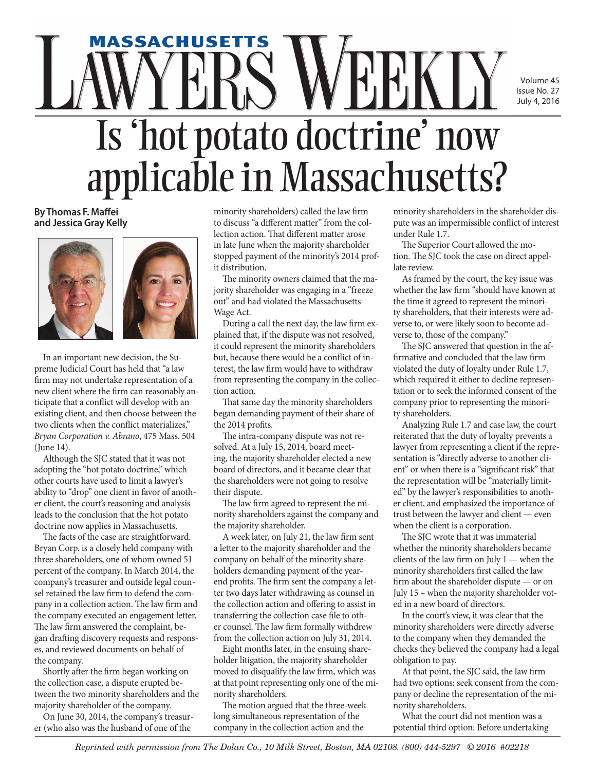# Is 'hot potato doctrine' now applicable in Massachusetts?

**By Thomas F. Maffei and Jessica Gray Kelly**

In an important new decision, the Supreme Judicial Court has held that "a law firm may not undertake representation of a new client where the firm can reasonably anticipate that a conflict will develop with an existing client, and then choose between the two clients when the conflict materializes." *Bryan Corporation v. Abrano*, 475 Mass. 504 (June 14).

Although the SJC stated that it was not adopting the "hot potato doctrine," which other courts have used to limit a lawyer's ability to "drop" one client in favor of another client, the court's reasoning and analysis leads to the conclusion that the hot potato doctrine now applies in Massachusetts.

The facts of the case are straightforward. Bryan Corp. is a closely held company with three shareholders, one of whom owned 51 percent of the company. In March 2014, the company's treasurer and outside legal counsel retained the law firm to defend the company in a collection action. The law firm and the company executed an engagement letter. The law firm answered the complaint, began drafting discovery requests and responses, and reviewed documents on behalf of the company.

Shortly after the firm began working on the collection case, a dispute erupted between the two minority shareholders and the majority shareholder of the company.

On June 30, 2014, the company's treasurer (who also was the husband of one of the minority shareholders) called the law firm to discuss "a different matter" from the collection action. That different matter arose in late June when the majority shareholder stopped payment of the minority's 2014 profit distribution.

The minority owners claimed that the majority shareholder was engaging in a "freeze out" and had violated the Massachusetts Wage Act.

During a call the next day, the law firm explained that, if the dispute was not resolved, it could represent the minority shareholders but, because there would be a conflict of interest, the law firm would have to withdraw from representing the company in the collection action.

That same day the minority shareholders began demanding payment of their share of the 2014 profits.

The intra-company dispute was not resolved. At a July 15, 2014, board meeting, the majority shareholder elected a new board of directors, and it became clear that the shareholders were not going to resolve their dispute.

The law firm agreed to represent the minority shareholders against the company and the majority shareholder.

A week later, on July 21, the law firm sent a letter to the majority shareholder and the company on behalf of the minority shareholders demanding payment of the year-end profits. The firm sent the company a letter two days later withdrawing as counsel in the collection action and offering to assist in transferring the collection case file to other counsel. The law firm formally withdrew from the collection action on July 31, 2014.

Eight months later, in the ensuing shareholder litigation, the majority shareholder moved to disqualify the law firm, which was at that point representing only one of the minority shareholders.

The motion argued that the three-week long simultaneous representation of the company in the collection action and the minority shareholders in the shareholder dispute was an impermissible conflict of interest under Rule 1.7.

The Superior Court allowed the motion. The SJC took the case on direct appellate review.

As framed by the court, the key issue was whether the law firm "should have known at the time it agreed to represent the minority shareholders, that their interests were adverse to, or were likely soon to become adverse to, those of the company."

The SJC answered that question in the affirmative and concluded that the law firm violated the duty of loyalty under Rule 1.7, which required it either to decline representation or to seek the informed consent of the company prior to representing the minority shareholders.

Analyzing Rule 1.7 and case law, the court reiterated that the duty of loyalty prevents a lawyer from representing a client if the representation is "directly adverse to another client" or when there is a "significant risk" that the representation will be "materially limited" by the lawyer's responsibilities to another client, and emphasized the importance of trust between the lawyer and client — even when the client is a corporation.

The SJC wrote that it was immaterial whether the minority shareholders became clients of the law firm on July 1 — when the minority shareholders first called the law firm about the shareholder dispute — or on July 15 – when the majority shareholder voted in a new board of directors.

In the court's view, it was clear that the minority shareholders were directly adverse to the company when they demanded the checks they believed the company had a legal obligation to pay.

At that point, the SJC said, the law firm had two options: seek consent from the company or decline the representation of the minority shareholders.

What the court did not mention was a potential third option: Before undertaking

*Reprinted with permission from The Dolan Co., 10 Milk Street, Boston, MA 02108. (800) 444-5297 © 2016 #02218*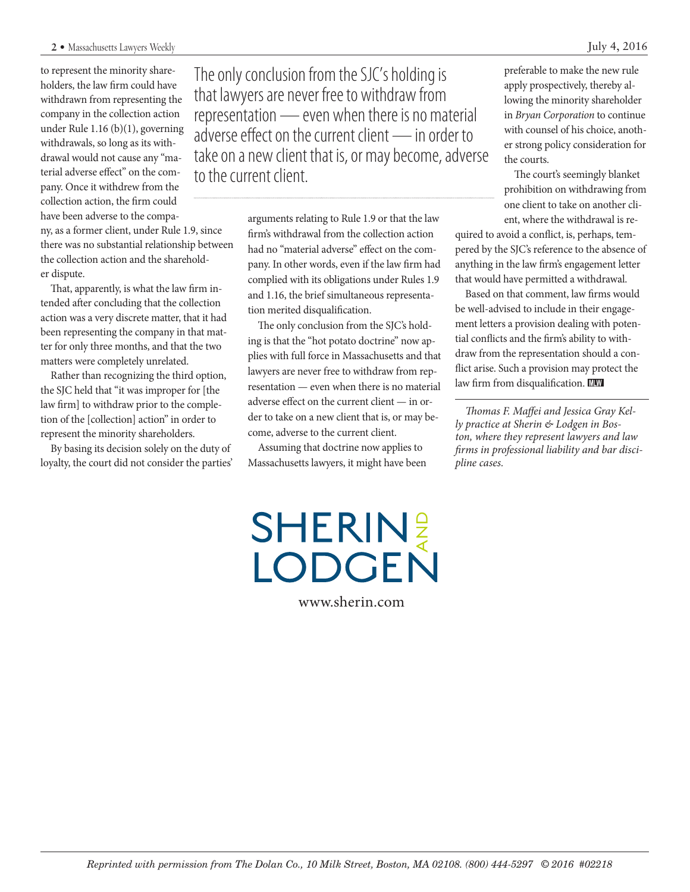to represent the minority shareholders, the law firm could have withdrawn from representing the company in the collection action under Rule 1.16 (b)(1), governing withdrawals, so long as its withdrawal would not cause any "material adverse effect" on the company. Once it withdrew from the collection action, the firm could have been adverse to the company, as a former client, under Rule 1.9, since there was no substantial relationship between the collection action and the shareholder dispute.

That, apparently, is what the law firm intended after concluding that the collection action was a very discrete matter, that it had been representing the company in that matter for only three months, and that the two matters were completely unrelated.

Rather than recognizing the third option, the SJC held that "it was improper for [the law firm] to withdraw prior to the completion of the [collection] action" in order to represent the minority shareholders.

By basing its decision solely on the duty of loyalty, the court did not consider the parties' arguments relating to Rule 1.9 or that the law firm's withdrawal from the collection action had no "material adverse" effect on the company. In other words, even if the law firm had complied with its obligations under Rules 1.9 and 1.16, the brief simultaneous representation merited disqualification.

> The only conclusion from the SJC's holding is that lawyers are never free to withdraw from representation — even when there is no material adverse effect on the current client — in order to take on a new client that is, or may become, adverse to the current client.

The only conclusion from the SJC's holding is that the "hot potato doctrine" now applies with full force in Massachusetts and that lawyers are never free to withdraw from representation — even when there is no material adverse effect on the current client — in order to take on a new client that is, or may become, adverse to the current client.

Assuming that doctrine now applies to Massachusetts lawyers, it might have been preferable to make the new rule apply prospectively, thereby allowing the minority shareholder in *Bryan Corporation* to continue with counsel of his choice, another strong policy consideration for the courts.

The court's seemingly blanket prohibition on withdrawing from one client to take on another client, where the withdrawal is required to avoid a conflict, is, perhaps, tempered by the SJC's reference to the absence of anything in the law firm's engagement letter that would have permitted a withdrawal.

Based on that comment, law firms would be well-advised to include in their engagement letters a provision dealing with potential conflicts and the firm's ability to withdraw from the representation should a conflict arise. Such a provision may protect the law firm from disqualification. MLW

*Thomas F. Maffei and Jessica Gray Kelly practice at Sherin & Lodgen in Boston, where they represent lawyers and law firms in professional liability and bar discipline cases.*

SHERIN AND LODGEN

www.sherin.com

*Reprinted with permission from The Dolan Co., 10 Milk Street, Boston, MA 02108. (800) 444-5297 © 2016 #02218*